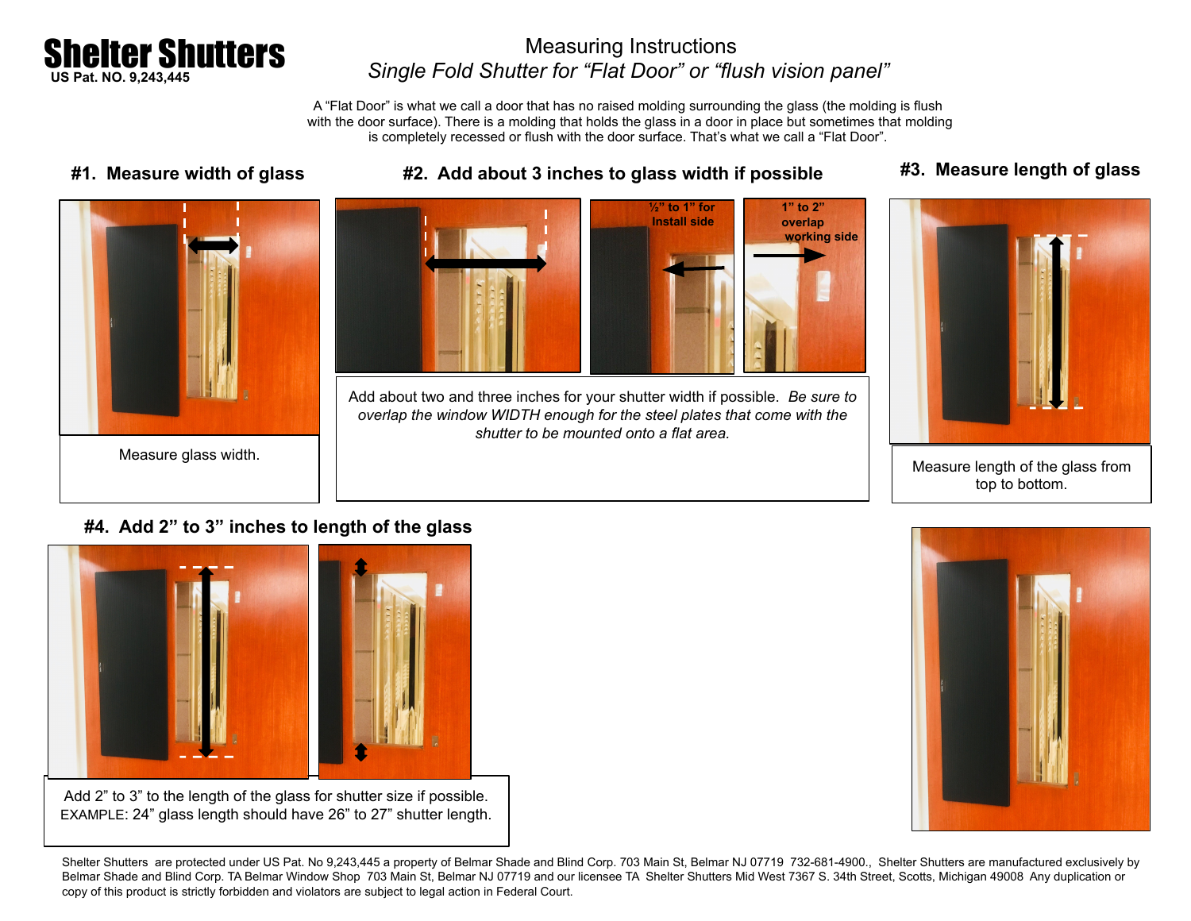# Shelter Shutters

**US Pat. NO. 9,243,445**

## Measuring Instructions

*Single Fold Shutter for "Flat Door" or "flush vision panel"*

A "Flat Door" is what we call a door that has no raised molding surrounding the glass (the molding is flush with the door surface). There is a molding that holds the glass in a door in place but sometimes that molding is completely recessed or flush with the door surface. That's what we call a "Flat Door".

### #1. Measure width of glass

Measure glass width.

### #2. Add about 3 inches to glass width if possible

**½" to 1" for Install side**

**1" to 2" overlap working side**

Add about two and three inches for your shutter width if possible. *Be sure to overlap the window WIDTH enough for the steel plates that come with the shutter to be mounted onto a flat area.*

### #3. Measure length of glass

Measure length of the glass from top to bottom.

### #4. Add 2" to 3" inches to length of the glass

Add 2" to 3" to the length of the glass for shutter size if possible.
EXAMPLE: 24" glass length should have 26" to 27" shutter length.

Shelter Shutters are protected under US Pat. No 9,243,445 a property of Belmar Shade and Blind Corp. 703 Main St, Belmar NJ 07719 732-681-4900., Shelter Shutters are manufactured exclusively by Belmar Shade and Blind Corp. TA Belmar Window Shop 703 Main St, Belmar NJ 07719 and our licensee TA Shelter Shutters Mid West 7367 S. 34th Street, Scotts, Michigan 49008 Any duplication or copy of this product is strictly forbidden and violators are subject to legal action in Federal Court.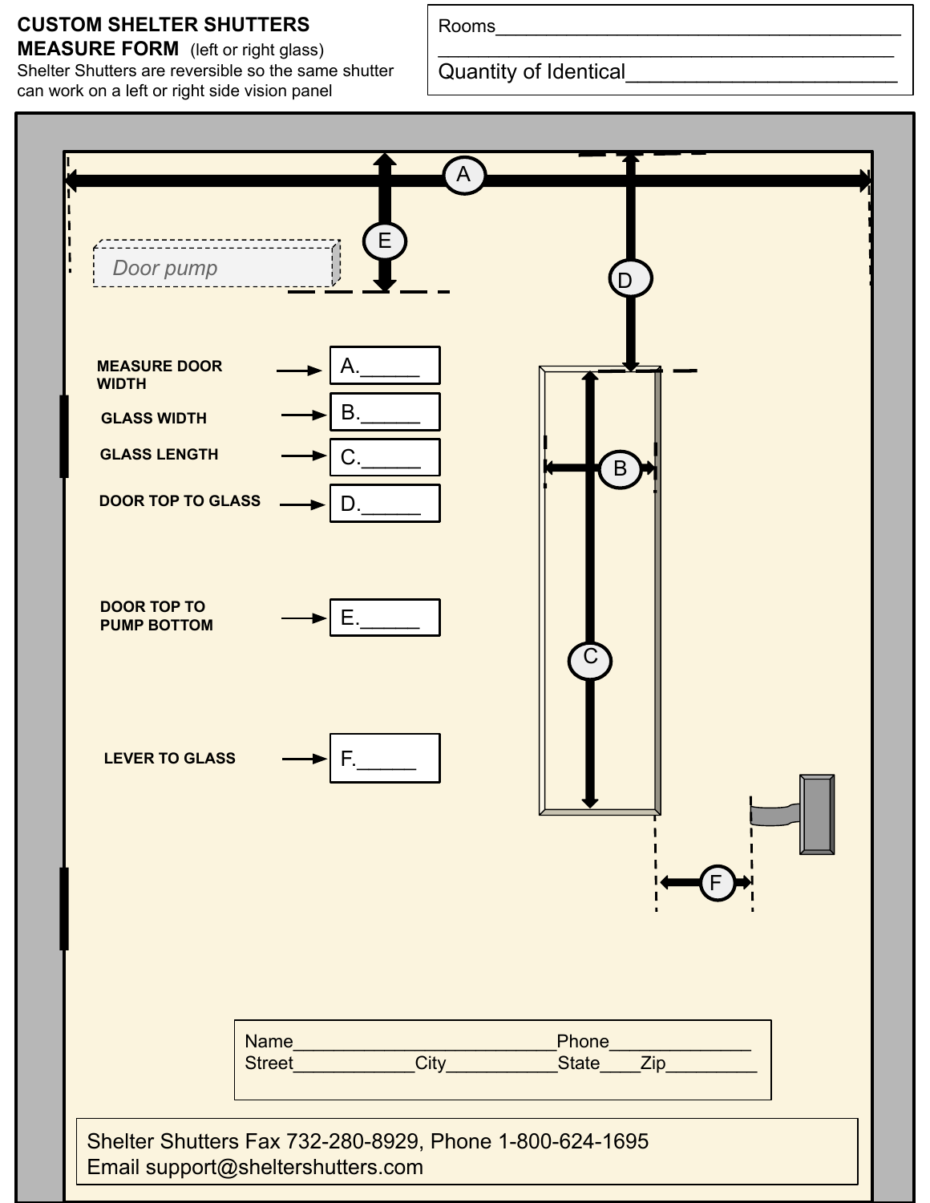**CUSTOM SHELTER SHUTTERS MEASURE FORM** (left or right glass)

Shelter Shutters are reversible so the same shutter can work on a left or right side vision panel

Rooms______________________________________

______________________________________

Quantity of Identical______________________

A

E

Door pump

D

B

C

F

**MEASURE DOOR WIDTH** → A._____

**GLASS WIDTH** → B._____

**GLASS LENGTH** → C._____

**DOOR TOP TO GLASS** → D._____

**DOOR TOP TO PUMP BOTTOM** → E._____

**LEVER TO GLASS** → F._____

Name__________________________Phone_____________

Street____________City___________State____Zip_________

Shelter Shutters Fax 732-280-8929, Phone 1-800-624-1695

Email support@sheltershutters.com